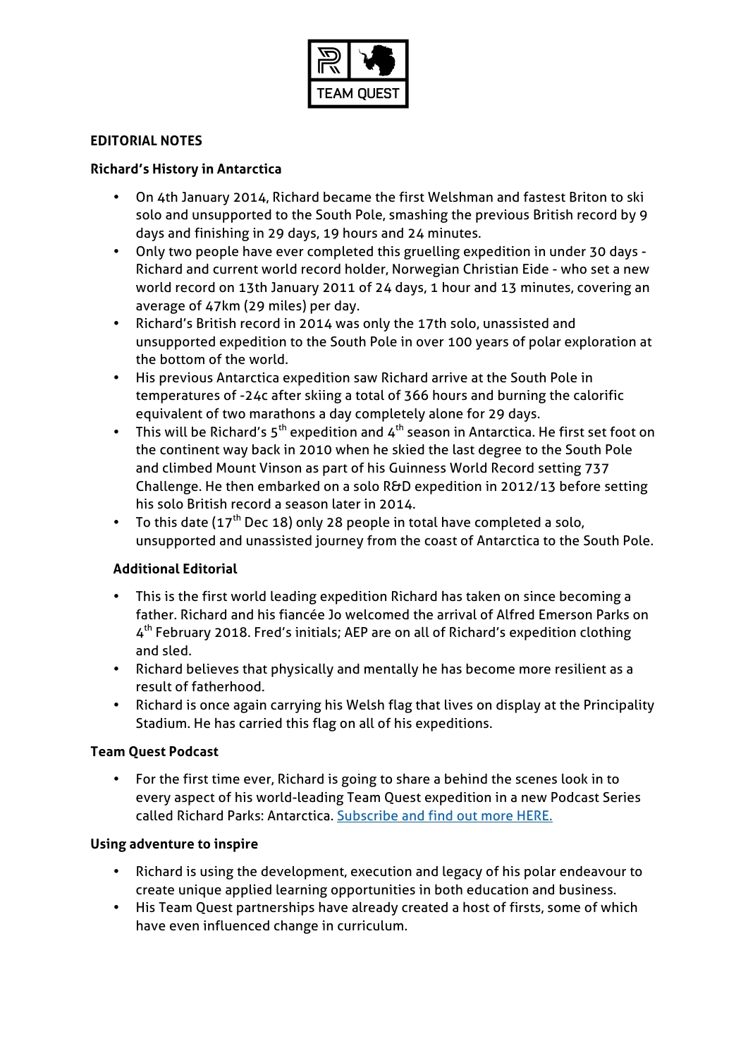TEAM QUEST

**EDITORIAL NOTES**

**Richard's History in Antarctica**

- On 4th January 2014, Richard became the first Welshman and fastest Briton to ski solo and unsupported to the South Pole, smashing the previous British record by 9 days and finishing in 29 days, 19 hours and 24 minutes.
- Only two people have ever completed this gruelling expedition in under 30 days - Richard and current world record holder, Norwegian Christian Eide - who set a new world record on 13th January 2011 of 24 days, 1 hour and 13 minutes, covering an average of 47km (29 miles) per day.
- Richard's British record in 2014 was only the 17th solo, unassisted and unsupported expedition to the South Pole in over 100 years of polar exploration at the bottom of the world.
- His previous Antarctica expedition saw Richard arrive at the South Pole in temperatures of -24c after skiing a total of 366 hours and burning the calorific equivalent of two marathons a day completely alone for 29 days.
- This will be Richard's 5th expedition and 4th season in Antarctica. He first set foot on the continent way back in 2010 when he skied the last degree to the South Pole and climbed Mount Vinson as part of his Guinness World Record setting 737 Challenge. He then embarked on a solo R&D expedition in 2012/13 before setting his solo British record a season later in 2014.
- To this date (17th Dec 18) only 28 people in total have completed a solo, unsupported and unassisted journey from the coast of Antarctica to the South Pole.

**Additional Editorial**

- This is the first world leading expedition Richard has taken on since becoming a father. Richard and his fiancée Jo welcomed the arrival of Alfred Emerson Parks on 4th February 2018. Fred's initials; AEP are on all of Richard's expedition clothing and sled.
- Richard believes that physically and mentally he has become more resilient as a result of fatherhood.
- Richard is once again carrying his Welsh flag that lives on display at the Principality Stadium. He has carried this flag on all of his expeditions.

**Team Quest Podcast**

- For the first time ever, Richard is going to share a behind the scenes look in to every aspect of his world-leading Team Quest expedition in a new Podcast Series called Richard Parks: Antarctica. Subscribe and find out more HERE.

**Using adventure to inspire**

- Richard is using the development, execution and legacy of his polar endeavour to create unique applied learning opportunities in both education and business.
- His Team Quest partnerships have already created a host of firsts, some of which have even influenced change in curriculum.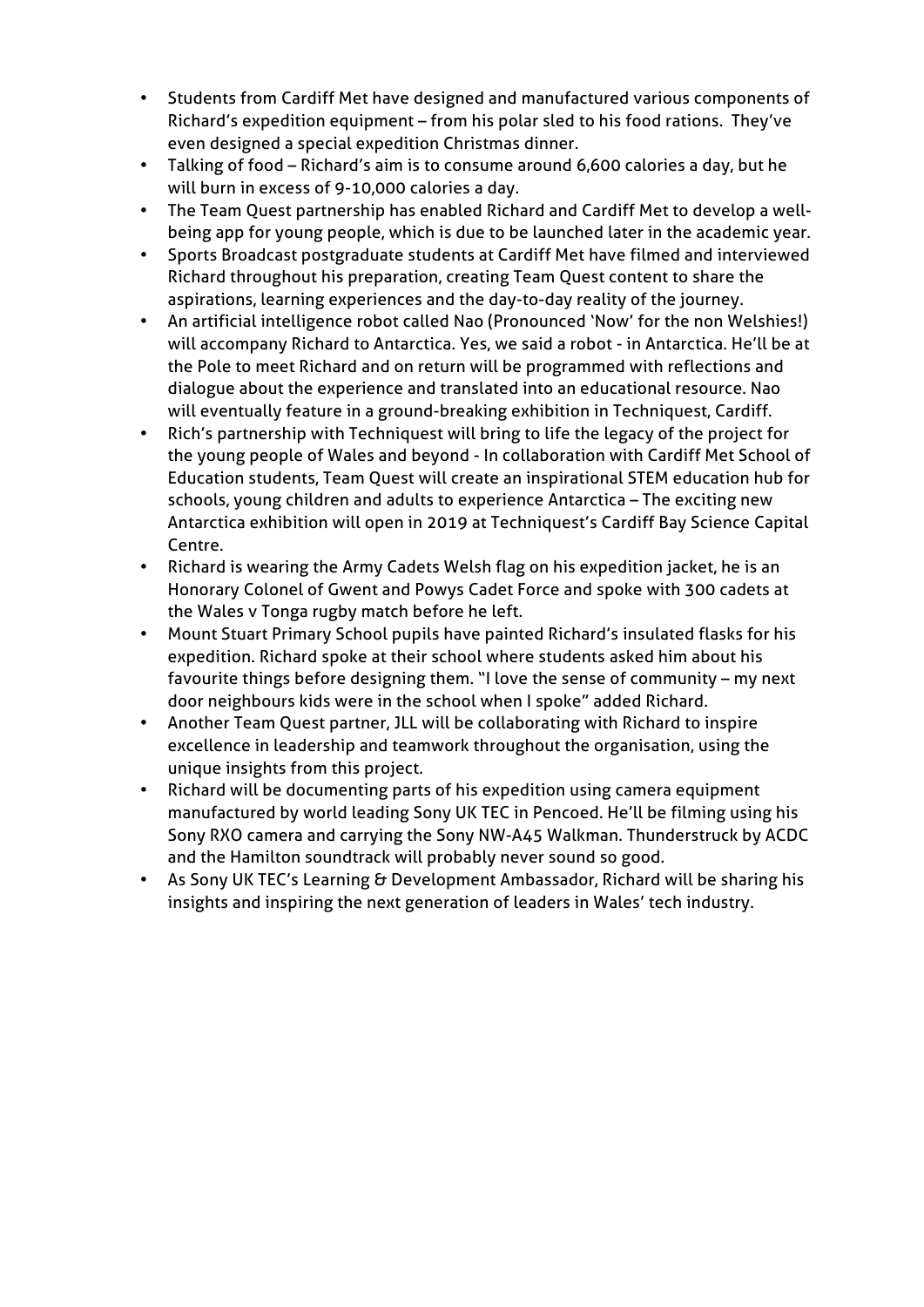- Students from Cardiff Met have designed and manufactured various components of Richard's expedition equipment – from his polar sled to his food rations. They've even designed a special expedition Christmas dinner.
- Talking of food – Richard's aim is to consume around 6,600 calories a day, but he will burn in excess of 9-10,000 calories a day.
- The Team Quest partnership has enabled Richard and Cardiff Met to develop a well-being app for young people, which is due to be launched later in the academic year.
- Sports Broadcast postgraduate students at Cardiff Met have filmed and interviewed Richard throughout his preparation, creating Team Quest content to share the aspirations, learning experiences and the day-to-day reality of the journey.
- An artificial intelligence robot called Nao (Pronounced 'Now' for the non Welshies!) will accompany Richard to Antarctica. Yes, we said a robot - in Antarctica. He'll be at the Pole to meet Richard and on return will be programmed with reflections and dialogue about the experience and translated into an educational resource. Nao will eventually feature in a ground-breaking exhibition in Techniquest, Cardiff.
- Rich's partnership with Techniquest will bring to life the legacy of the project for the young people of Wales and beyond - In collaboration with Cardiff Met School of Education students, Team Quest will create an inspirational STEM education hub for schools, young children and adults to experience Antarctica – The exciting new Antarctica exhibition will open in 2019 at Techniquest's Cardiff Bay Science Capital Centre.
- Richard is wearing the Army Cadets Welsh flag on his expedition jacket, he is an Honorary Colonel of Gwent and Powys Cadet Force and spoke with 300 cadets at the Wales v Tonga rugby match before he left.
- Mount Stuart Primary School pupils have painted Richard's insulated flasks for his expedition. Richard spoke at their school where students asked him about his favourite things before designing them. "I love the sense of community – my next door neighbours kids were in the school when I spoke" added Richard.
- Another Team Quest partner, JLL will be collaborating with Richard to inspire excellence in leadership and teamwork throughout the organisation, using the unique insights from this project.
- Richard will be documenting parts of his expedition using camera equipment manufactured by world leading Sony UK TEC in Pencoed. He'll be filming using his Sony RXO camera and carrying the Sony NW-A45 Walkman. Thunderstruck by ACDC and the Hamilton soundtrack will probably never sound so good.
- As Sony UK TEC's Learning & Development Ambassador, Richard will be sharing his insights and inspiring the next generation of leaders in Wales' tech industry.